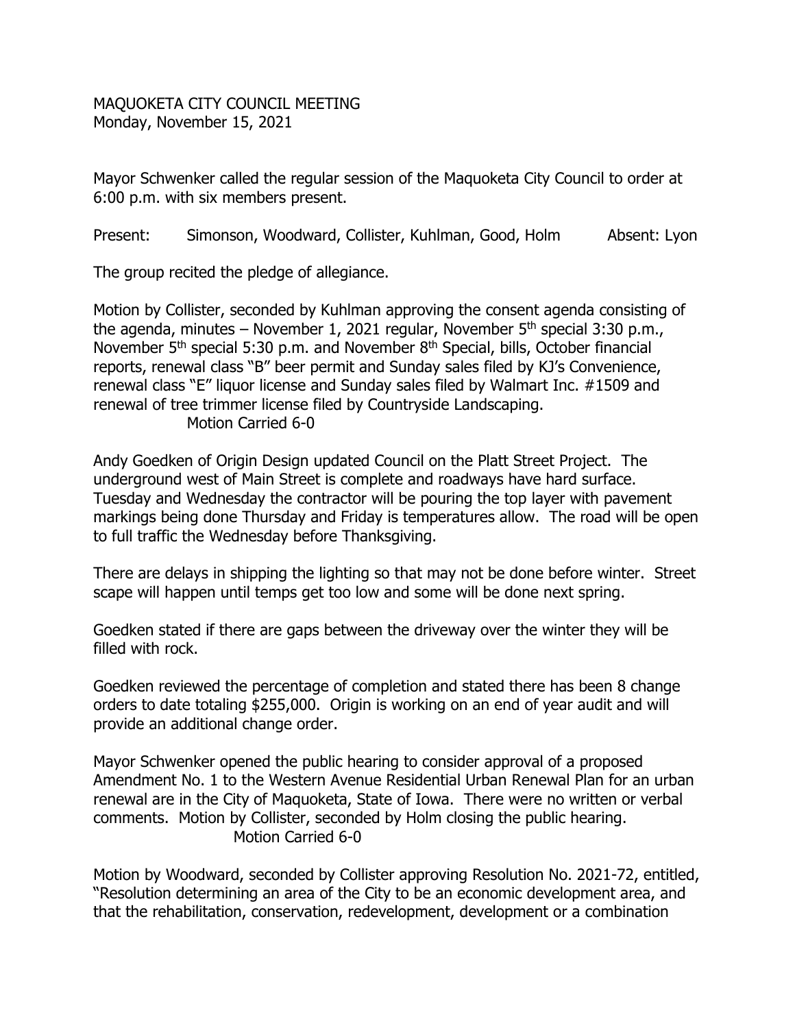MAQUOKETA CITY COUNCIL MEETING
Monday, November 15, 2021

Mayor Schwenker called the regular session of the Maquoketa City Council to order at 6:00 p.m. with six members present.

Present: Simonson, Woodward, Collister, Kuhlman, Good, Holm Absent: Lyon

The group recited the pledge of allegiance.

Motion by Collister, seconded by Kuhlman approving the consent agenda consisting of the agenda, minutes – November 1, 2021 regular, November 5th special 3:30 p.m., November 5th special 5:30 p.m. and November 8th Special, bills, October financial reports, renewal class "B" beer permit and Sunday sales filed by KJ's Convenience, renewal class "E" liquor license and Sunday sales filed by Walmart Inc. #1509 and renewal of tree trimmer license filed by Countryside Landscaping.
Motion Carried 6-0

Andy Goedken of Origin Design updated Council on the Platt Street Project. The underground west of Main Street is complete and roadways have hard surface. Tuesday and Wednesday the contractor will be pouring the top layer with pavement markings being done Thursday and Friday is temperatures allow. The road will be open to full traffic the Wednesday before Thanksgiving.

There are delays in shipping the lighting so that may not be done before winter. Street scape will happen until temps get too low and some will be done next spring.

Goedken stated if there are gaps between the driveway over the winter they will be filled with rock.

Goedken reviewed the percentage of completion and stated there has been 8 change orders to date totaling $255,000. Origin is working on an end of year audit and will provide an additional change order.

Mayor Schwenker opened the public hearing to consider approval of a proposed Amendment No. 1 to the Western Avenue Residential Urban Renewal Plan for an urban renewal are in the City of Maquoketa, State of Iowa. There were no written or verbal comments. Motion by Collister, seconded by Holm closing the public hearing.
Motion Carried 6-0

Motion by Woodward, seconded by Collister approving Resolution No. 2021-72, entitled, "Resolution determining an area of the City to be an economic development area, and that the rehabilitation, conservation, redevelopment, development or a combination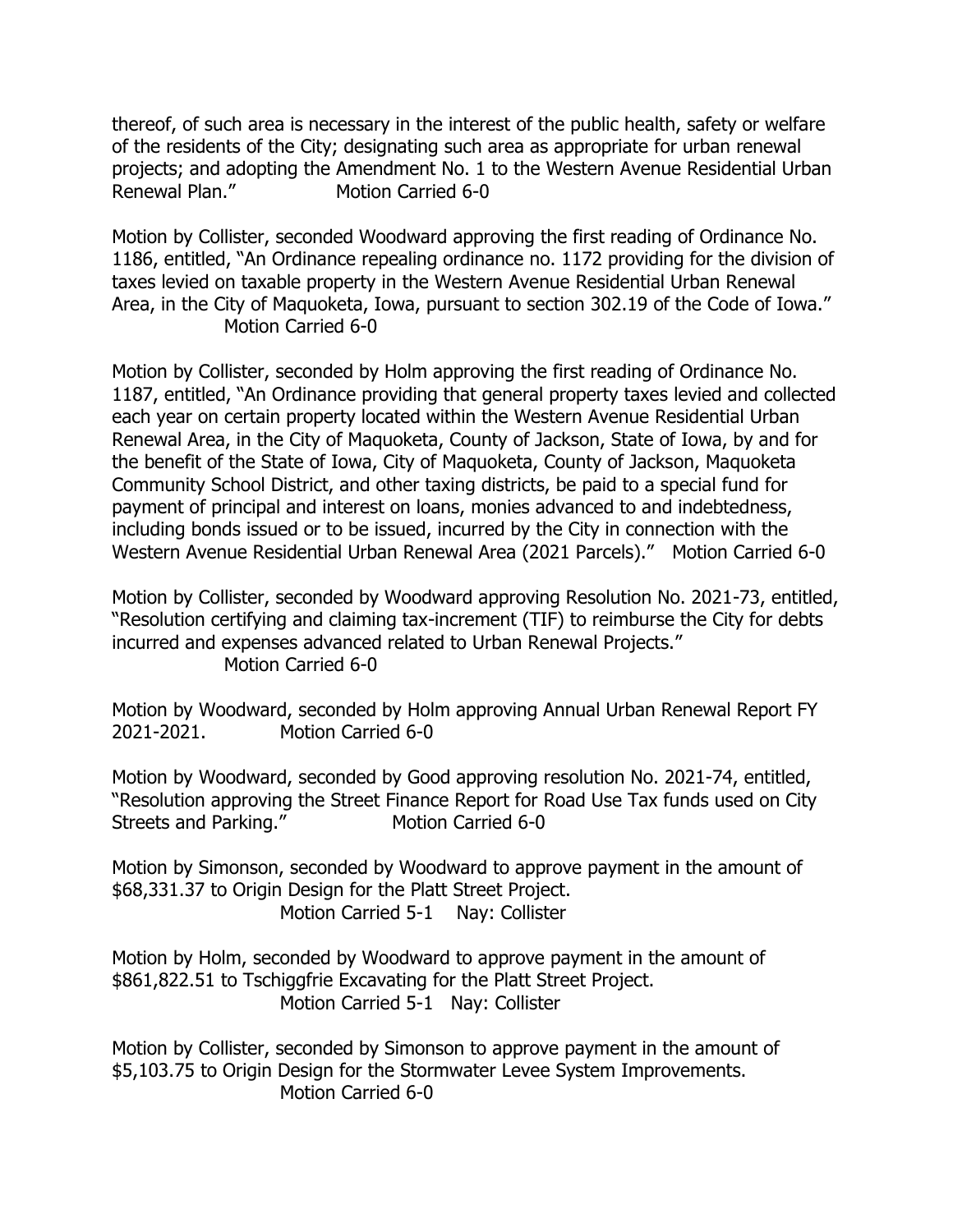thereof, of such area is necessary in the interest of the public health, safety or welfare of the residents of the City; designating such area as appropriate for urban renewal projects; and adopting the Amendment No. 1 to the Western Avenue Residential Urban Renewal Plan."   Motion Carried 6-0

Motion by Collister, seconded Woodward approving the first reading of Ordinance No. 1186, entitled, "An Ordinance repealing ordinance no. 1172 providing for the division of taxes levied on taxable property in the Western Avenue Residential Urban Renewal Area, in the City of Maquoketa, Iowa, pursuant to section 302.19 of the Code of Iowa."   Motion Carried 6-0

Motion by Collister, seconded by Holm approving the first reading of Ordinance No. 1187, entitled, "An Ordinance providing that general property taxes levied and collected each year on certain property located within the Western Avenue Residential Urban Renewal Area, in the City of Maquoketa, County of Jackson, State of Iowa, by and for the benefit of the State of Iowa, City of Maquoketa, County of Jackson, Maquoketa Community School District, and other taxing districts, be paid to a special fund for payment of principal and interest on loans, monies advanced to and indebtedness, including bonds issued or to be issued, incurred by the City in connection with the Western Avenue Residential Urban Renewal Area (2021 Parcels)."   Motion Carried 6-0

Motion by Collister, seconded by Woodward approving Resolution No. 2021-73, entitled, "Resolution certifying and claiming tax-increment (TIF) to reimburse the City for debts incurred and expenses advanced related to Urban Renewal Projects."   Motion Carried 6-0

Motion by Woodward, seconded by Holm approving Annual Urban Renewal Report FY 2021-2021.   Motion Carried 6-0

Motion by Woodward, seconded by Good approving resolution No. 2021-74, entitled, "Resolution approving the Street Finance Report for Road Use Tax funds used on City Streets and Parking."   Motion Carried 6-0

Motion by Simonson, seconded by Woodward to approve payment in the amount of $68,331.37 to Origin Design for the Platt Street Project.   Motion Carried 5-1   Nay: Collister

Motion by Holm, seconded by Woodward to approve payment in the amount of $861,822.51 to Tschiggfrie Excavating for the Platt Street Project.   Motion Carried 5-1   Nay: Collister

Motion by Collister, seconded by Simonson to approve payment in the amount of $5,103.75 to Origin Design for the Stormwater Levee System Improvements.   Motion Carried 6-0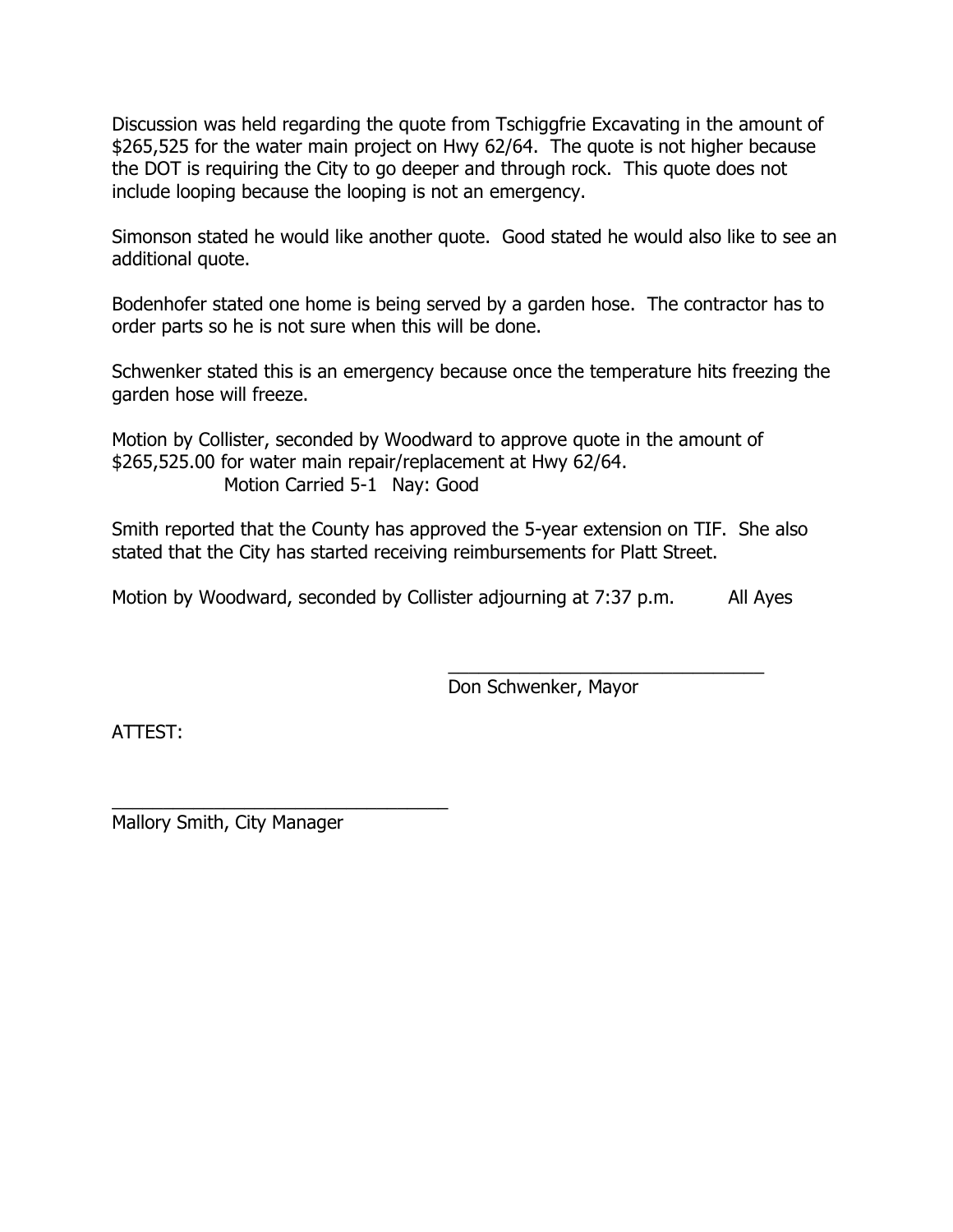Discussion was held regarding the quote from Tschiggfrie Excavating in the amount of $265,525 for the water main project on Hwy 62/64. The quote is not higher because the DOT is requiring the City to go deeper and through rock. This quote does not include looping because the looping is not an emergency.

Simonson stated he would like another quote. Good stated he would also like to see an additional quote.

Bodenhofer stated one home is being served by a garden hose. The contractor has to order parts so he is not sure when this will be done.

Schwenker stated this is an emergency because once the temperature hits freezing the garden hose will freeze.

Motion by Collister, seconded by Woodward to approve quote in the amount of $265,525.00 for water main repair/replacement at Hwy 62/64.
Motion Carried 5-1 Nay: Good

Smith reported that the County has approved the 5-year extension on TIF. She also stated that the City has started receiving reimbursements for Platt Street.

Motion by Woodward, seconded by Collister adjourning at 7:37 p.m. All Ayes

\_\_\_\_\_\_\_\_\_\_\_\_\_\_\_\_\_\_\_\_\_\_\_\_\_\_\_\_\_\_\_\_
Don Schwenker, Mayor

ATTEST:

\_\_\_\_\_\_\_\_\_\_\_\_\_\_\_\_\_\_\_\_\_\_\_\_\_\_\_\_\_\_\_\_
Mallory Smith, City Manager